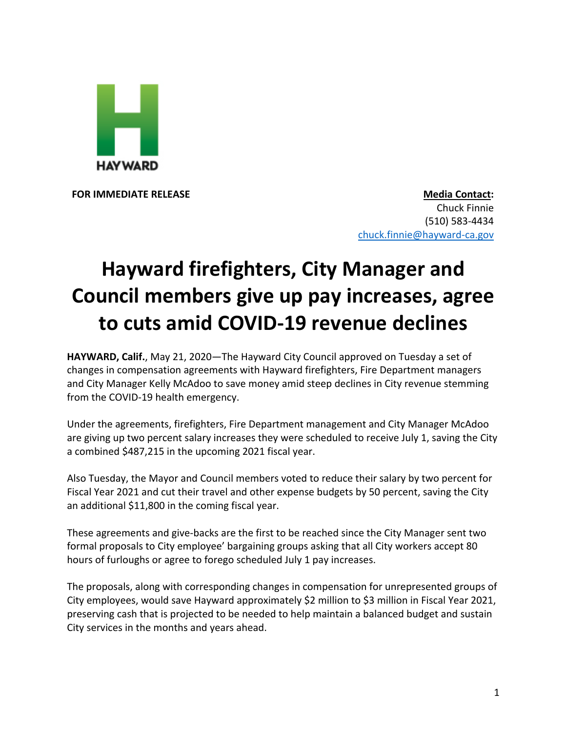HAYWARD

**FOR IMMEDIATE RELEASE**

**Media Contact:**
Chuck Finnie
(510) 583-4434
chuck.finnie@hayward-ca.gov

# Hayward firefighters, City Manager and Council members give up pay increases, agree to cuts amid COVID-19 revenue declines

**HAYWARD, Calif.**, May 21, 2020—The Hayward City Council approved on Tuesday a set of changes in compensation agreements with Hayward firefighters, Fire Department managers and City Manager Kelly McAdoo to save money amid steep declines in City revenue stemming from the COVID-19 health emergency.

Under the agreements, firefighters, Fire Department management and City Manager McAdoo are giving up two percent salary increases they were scheduled to receive July 1, saving the City a combined $487,215 in the upcoming 2021 fiscal year.

Also Tuesday, the Mayor and Council members voted to reduce their salary by two percent for Fiscal Year 2021 and cut their travel and other expense budgets by 50 percent, saving the City an additional $11,800 in the coming fiscal year.

These agreements and give-backs are the first to be reached since the City Manager sent two formal proposals to City employee' bargaining groups asking that all City workers accept 80 hours of furloughs or agree to forego scheduled July 1 pay increases.

The proposals, along with corresponding changes in compensation for unrepresented groups of City employees, would save Hayward approximately $2 million to $3 million in Fiscal Year 2021, preserving cash that is projected to be needed to help maintain a balanced budget and sustain City services in the months and years ahead.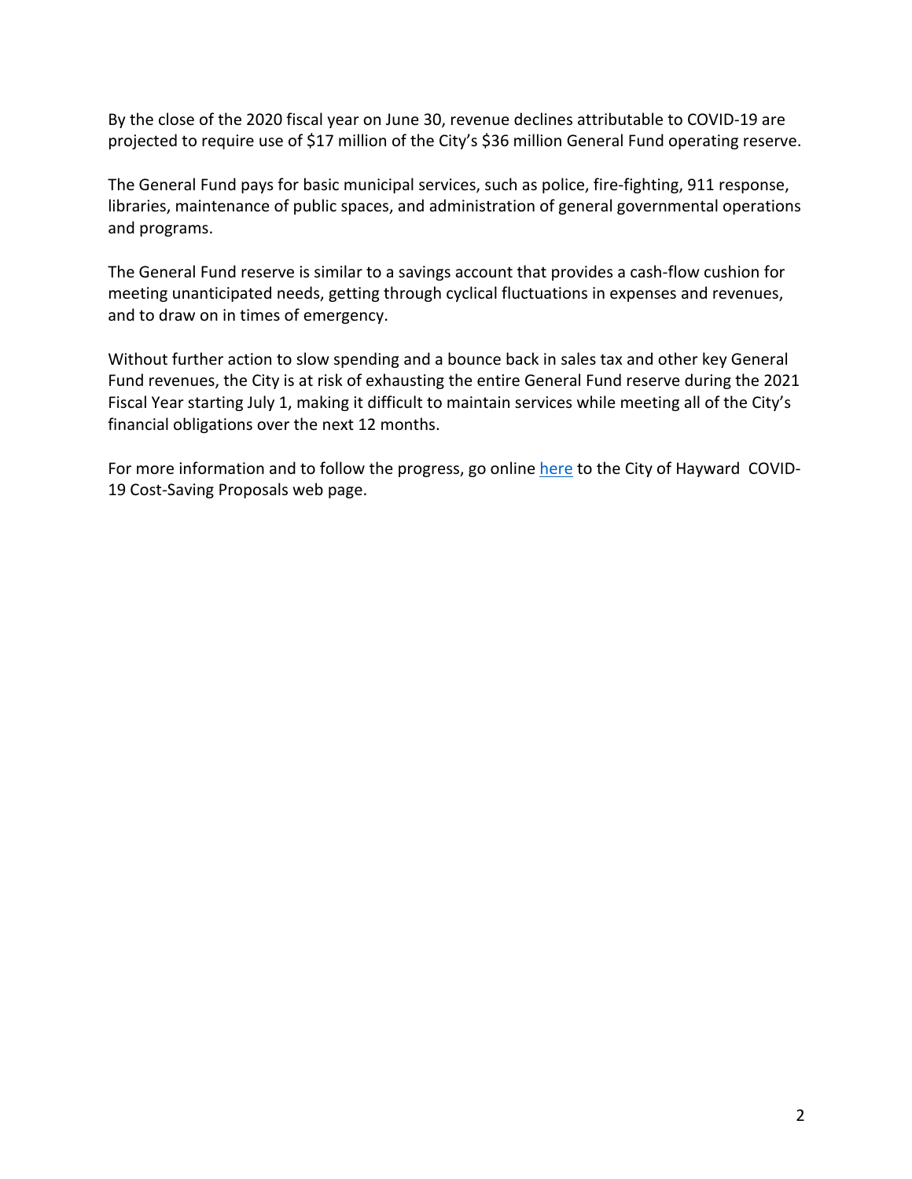By the close of the 2020 fiscal year on June 30, revenue declines attributable to COVID-19 are projected to require use of $17 million of the City's $36 million General Fund operating reserve.

The General Fund pays for basic municipal services, such as police, fire-fighting, 911 response, libraries, maintenance of public spaces, and administration of general governmental operations and programs.

The General Fund reserve is similar to a savings account that provides a cash-flow cushion for meeting unanticipated needs, getting through cyclical fluctuations in expenses and revenues, and to draw on in times of emergency.

Without further action to slow spending and a bounce back in sales tax and other key General Fund revenues, the City is at risk of exhausting the entire General Fund reserve during the 2021 Fiscal Year starting July 1, making it difficult to maintain services while meeting all of the City's financial obligations over the next 12 months.

For more information and to follow the progress, go online here to the City of Hayward COVID-19 Cost-Saving Proposals web page.